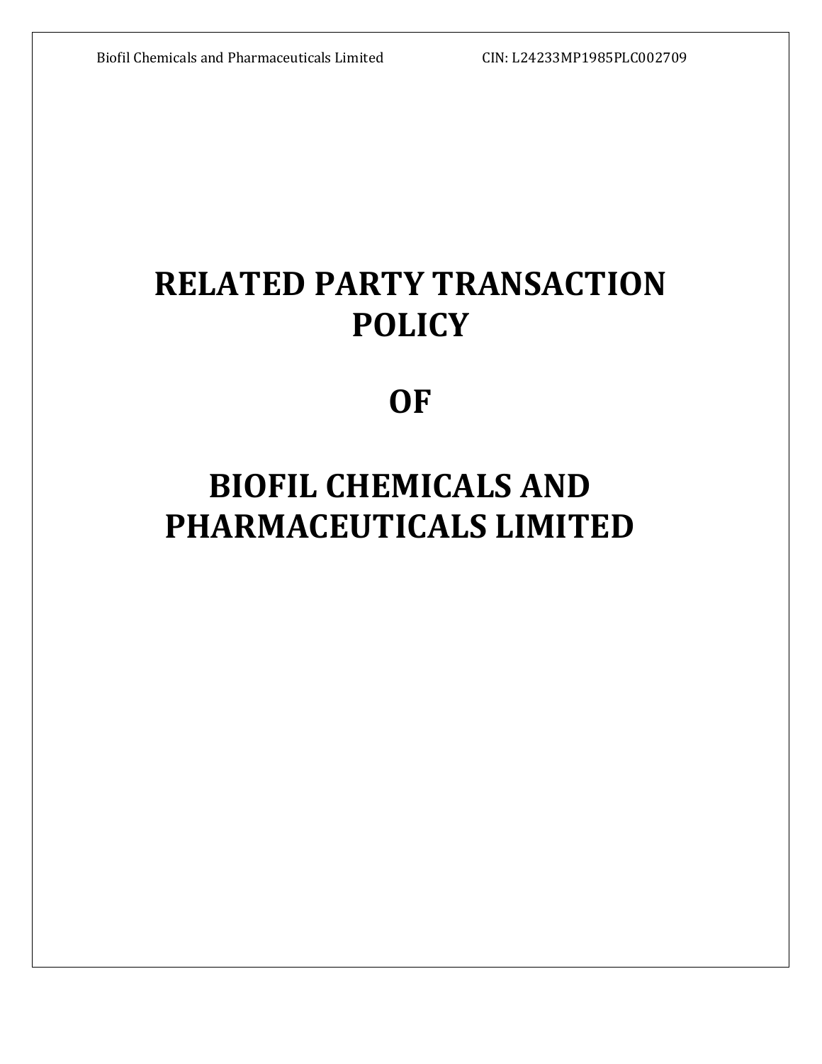# RELATED PARTY TRANSACTION POLICY

# OF

# BIOFIL CHEMICALS AND PHARMACEUTICALS LIMITED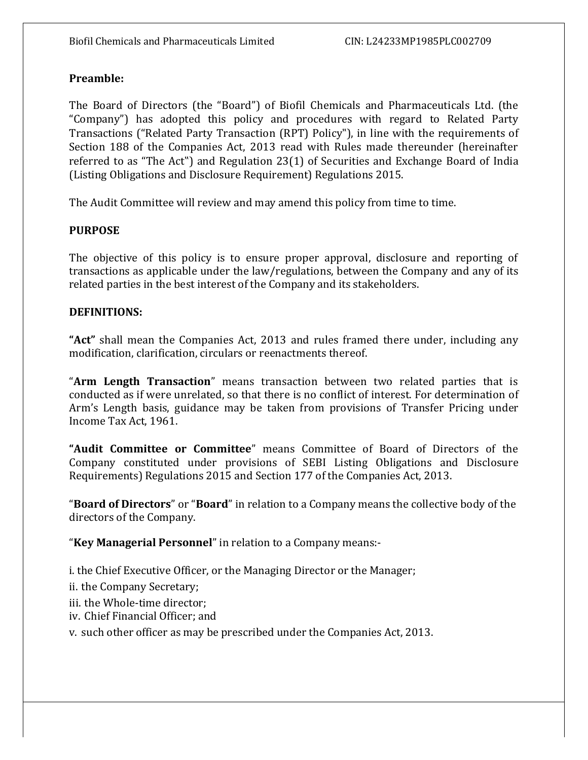**Preamble:**

The Board of Directors (the "Board") of Biofil Chemicals and Pharmaceuticals Ltd. (the "Company") has adopted this policy and procedures with regard to Related Party Transactions ("Related Party Transaction (RPT) Policy"), in line with the requirements of Section 188 of the Companies Act, 2013 read with Rules made thereunder (hereinafter referred to as "The Act") and Regulation 23(1) of Securities and Exchange Board of India (Listing Obligations and Disclosure Requirement) Regulations 2015.

The Audit Committee will review and may amend this policy from time to time.

**PURPOSE**

The objective of this policy is to ensure proper approval, disclosure and reporting of transactions as applicable under the law/regulations, between the Company and any of its related parties in the best interest of the Company and its stakeholders.

**DEFINITIONS:**

**"Act"** shall mean the Companies Act, 2013 and rules framed there under, including any modification, clarification, circulars or reenactments thereof.

"**Arm Length Transaction**" means transaction between two related parties that is conducted as if were unrelated, so that there is no conflict of interest. For determination of Arm's Length basis, guidance may be taken from provisions of Transfer Pricing under Income Tax Act, 1961.

**"Audit Committee or Committee**" means Committee of Board of Directors of the Company constituted under provisions of SEBI Listing Obligations and Disclosure Requirements) Regulations 2015 and Section 177 of the Companies Act, 2013.

"**Board of Directors**" or "**Board**" in relation to a Company means the collective body of the directors of the Company.

"**Key Managerial Personnel**" in relation to a Company means:-

i. the Chief Executive Officer, or the Managing Director or the Manager;

ii. the Company Secretary;

iii. the Whole-time director;

iv. Chief Financial Officer; and

v. such other officer as may be prescribed under the Companies Act, 2013.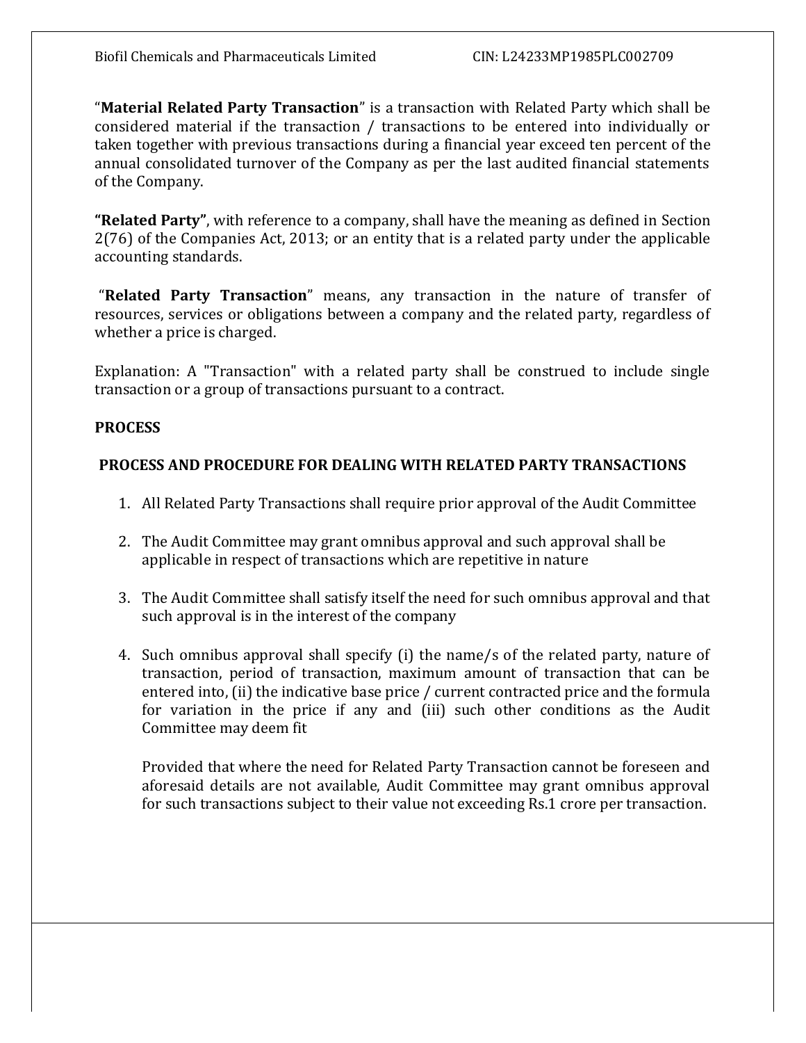"**Material Related Party Transaction**" is a transaction with Related Party which shall be considered material if the transaction / transactions to be entered into individually or taken together with previous transactions during a financial year exceed ten percent of the annual consolidated turnover of the Company as per the last audited financial statements of the Company.

**"Related Party"**, with reference to a company, shall have the meaning as defined in Section 2(76) of the Companies Act, 2013; or an entity that is a related party under the applicable accounting standards.

"**Related Party Transaction**" means, any transaction in the nature of transfer of resources, services or obligations between a company and the related party, regardless of whether a price is charged.

Explanation: A "Transaction" with a related party shall be construed to include single transaction or a group of transactions pursuant to a contract.

**PROCESS**

**PROCESS AND PROCEDURE FOR DEALING WITH RELATED PARTY TRANSACTIONS**

1. All Related Party Transactions shall require prior approval of the Audit Committee

2. The Audit Committee may grant omnibus approval and such approval shall be applicable in respect of transactions which are repetitive in nature

3. The Audit Committee shall satisfy itself the need for such omnibus approval and that such approval is in the interest of the company

4. Such omnibus approval shall specify (i) the name/s of the related party, nature of transaction, period of transaction, maximum amount of transaction that can be entered into, (ii) the indicative base price / current contracted price and the formula for variation in the price if any and (iii) such other conditions as the Audit Committee may deem fit

   Provided that where the need for Related Party Transaction cannot be foreseen and aforesaid details are not available, Audit Committee may grant omnibus approval for such transactions subject to their value not exceeding Rs.1 crore per transaction.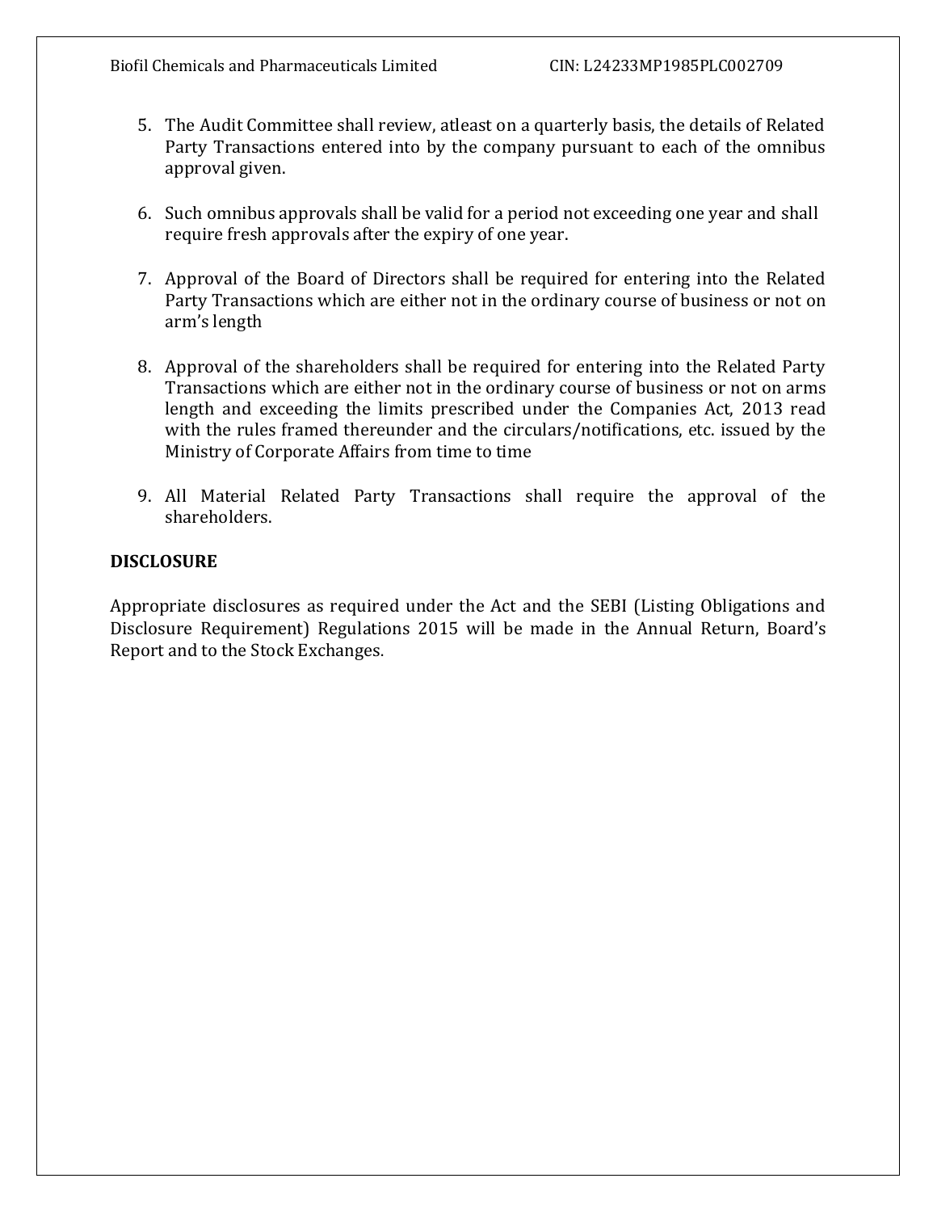5. The Audit Committee shall review, atleast on a quarterly basis, the details of Related Party Transactions entered into by the company pursuant to each of the omnibus approval given.

6. Such omnibus approvals shall be valid for a period not exceeding one year and shall require fresh approvals after the expiry of one year.

7. Approval of the Board of Directors shall be required for entering into the Related Party Transactions which are either not in the ordinary course of business or not on arm's length

8. Approval of the shareholders shall be required for entering into the Related Party Transactions which are either not in the ordinary course of business or not on arms length and exceeding the limits prescribed under the Companies Act, 2013 read with the rules framed thereunder and the circulars/notifications, etc. issued by the Ministry of Corporate Affairs from time to time

9. All Material Related Party Transactions shall require the approval of the shareholders.

**DISCLOSURE**

Appropriate disclosures as required under the Act and the SEBI (Listing Obligations and Disclosure Requirement) Regulations 2015 will be made in the Annual Return, Board's Report and to the Stock Exchanges.